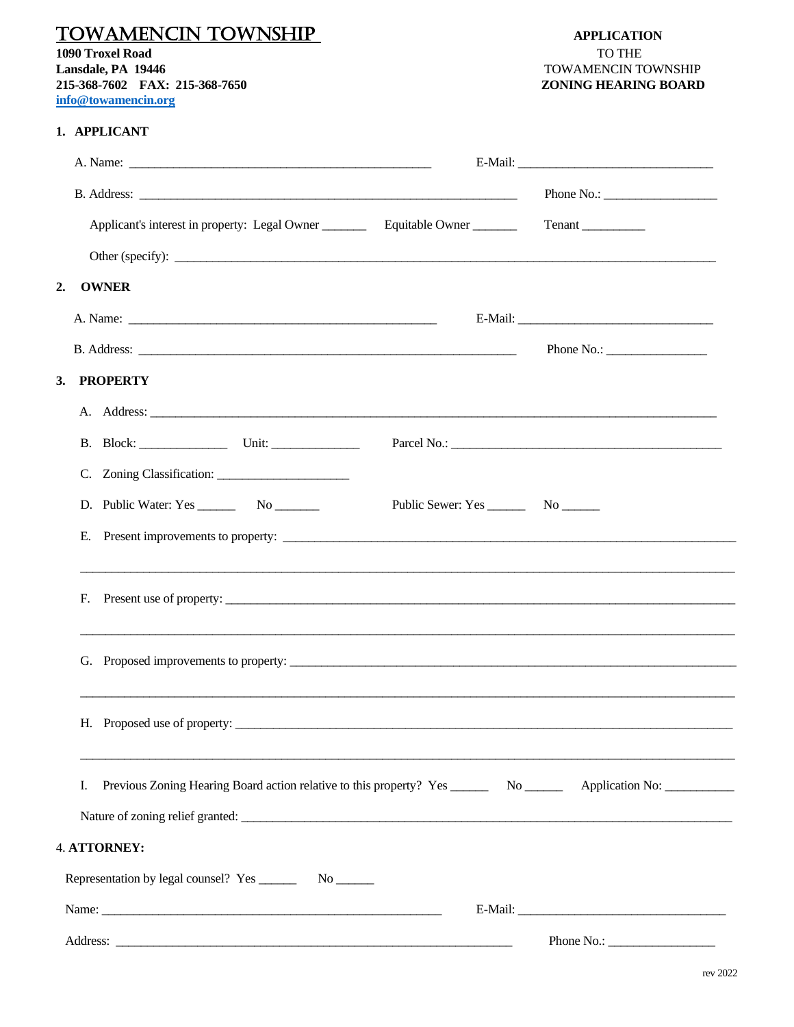# TOWAMENCIN TOWNSHIP

**1090 Troxel Road**
**Lansdale, PA 19446**
**215-368-7602 FAX: 215-368-7650**
**info@towamencin.org**

**APPLICATION**
TO THE
TOWAMENCIN TOWNSHIP
**ZONING HEARING BOARD**

## 1. APPLICANT

A. Name: ______________________________________________ E-Mail: ______________________________

B. Address: __________________________________________________________ Phone No.: __________________

Applicant's interest in property: Legal Owner _______ Equitable Owner _______ Tenant __________

Other (specify): ___________________________________________________________________________________

## 2. OWNER

A. Name: ______________________________________________ E-Mail: ______________________________

B. Address: __________________________________________________________ Phone No.: ________________

## 3. PROPERTY

A. Address: _______________________________________________________________________________________

B. Block: ______________ Unit: ______________ Parcel No.: _____________________________________________

C. Zoning Classification: ____________________

D. Public Water: Yes ______ No _______ Public Sewer: Yes ______ No ______

E. Present improvements to property: ____________________________________________________________

_____________________________________________________________________________________________

F. Present use of property: ______________________________________________________________________

_____________________________________________________________________________________________

G. Proposed improvements to property: ___________________________________________________________

_____________________________________________________________________________________________

H. Proposed use of property: _____________________________________________________________________

_____________________________________________________________________________________________

I. Previous Zoning Hearing Board action relative to this property? Yes ______ No ______ Application No: ___________

Nature of zoning relief granted: __________________________________________________________________

## 4. ATTORNEY:

Representation by legal counsel? Yes ______ No ______

Name: _____________________________________________________ E-Mail: ________________________________

Address: _________________________________________________________ Phone No.: _________________

rev 2022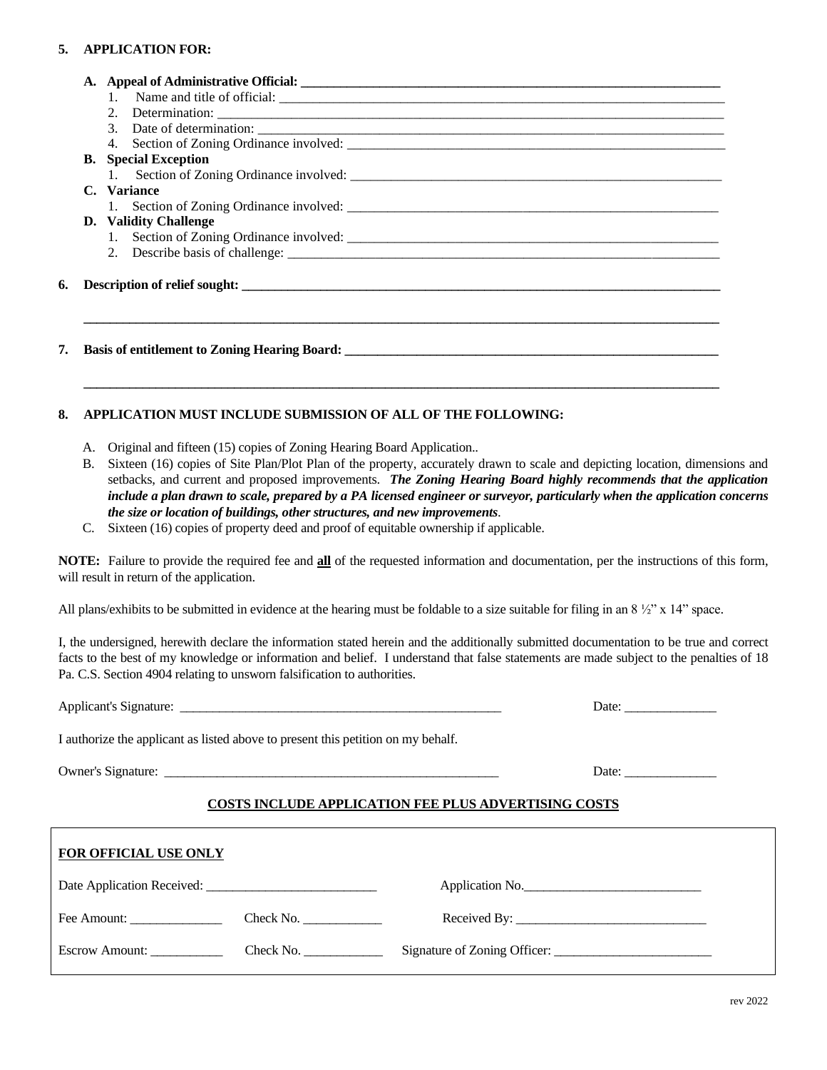**5. APPLICATION FOR:**

- **A. Appeal of Administrative Official:** ____________________
  1. Name and title of official: ____________________
  2. Determination: ____________________
  3. Date of determination: ____________________
  4. Section of Zoning Ordinance involved: ____________________
- **B. Special Exception**
  1. Section of Zoning Ordinance involved: ____________________
- **C. Variance**
  1. Section of Zoning Ordinance involved: ____________________
- **D. Validity Challenge**
  1. Section of Zoning Ordinance involved: ____________________
  2. Describe basis of challenge: ____________________

**6. Description of relief sought:** ____________________

____________________

**7. Basis of entitlement to Zoning Hearing Board:** ____________________

____________________

**8. APPLICATION MUST INCLUDE SUBMISSION OF ALL OF THE FOLLOWING:**

A. Original and fifteen (15) copies of Zoning Hearing Board Application..

B. Sixteen (16) copies of Site Plan/Plot Plan of the property, accurately drawn to scale and depicting location, dimensions and setbacks, and current and proposed improvements. ***The Zoning Hearing Board highly recommends that the application include a plan drawn to scale, prepared by a PA licensed engineer or surveyor, particularly when the application concerns the size or location of buildings, other structures, and new improvements***.

C. Sixteen (16) copies of property deed and proof of equitable ownership if applicable.

**NOTE:** Failure to provide the required fee and **<u>all</u>** of the requested information and documentation, per the instructions of this form, will result in return of the application.

All plans/exhibits to be submitted in evidence at the hearing must be foldable to a size suitable for filing in an 8 ½" x 14" space.

I, the undersigned, herewith declare the information stated herein and the additionally submitted documentation to be true and correct facts to the best of my knowledge or information and belief. I understand that false statements are made subject to the penalties of 18 Pa. C.S. Section 4904 relating to unsworn falsification to authorities.

Applicant's Signature: ____________________ Date: ______________

I authorize the applicant as listed above to present this petition on my behalf.

Owner's Signature: ____________________ Date: ______________

**<u>COSTS INCLUDE APPLICATION FEE PLUS ADVERTISING COSTS</u>**

**<u>FOR OFFICIAL USE ONLY</u>**

Date Application Received: ____________________ Application No.____________________

Fee Amount: ______________ Check No. ____________ Received By: ____________________

Escrow Amount: ___________ Check No. ____________ Signature of Zoning Officer: ____________________

rev 2022